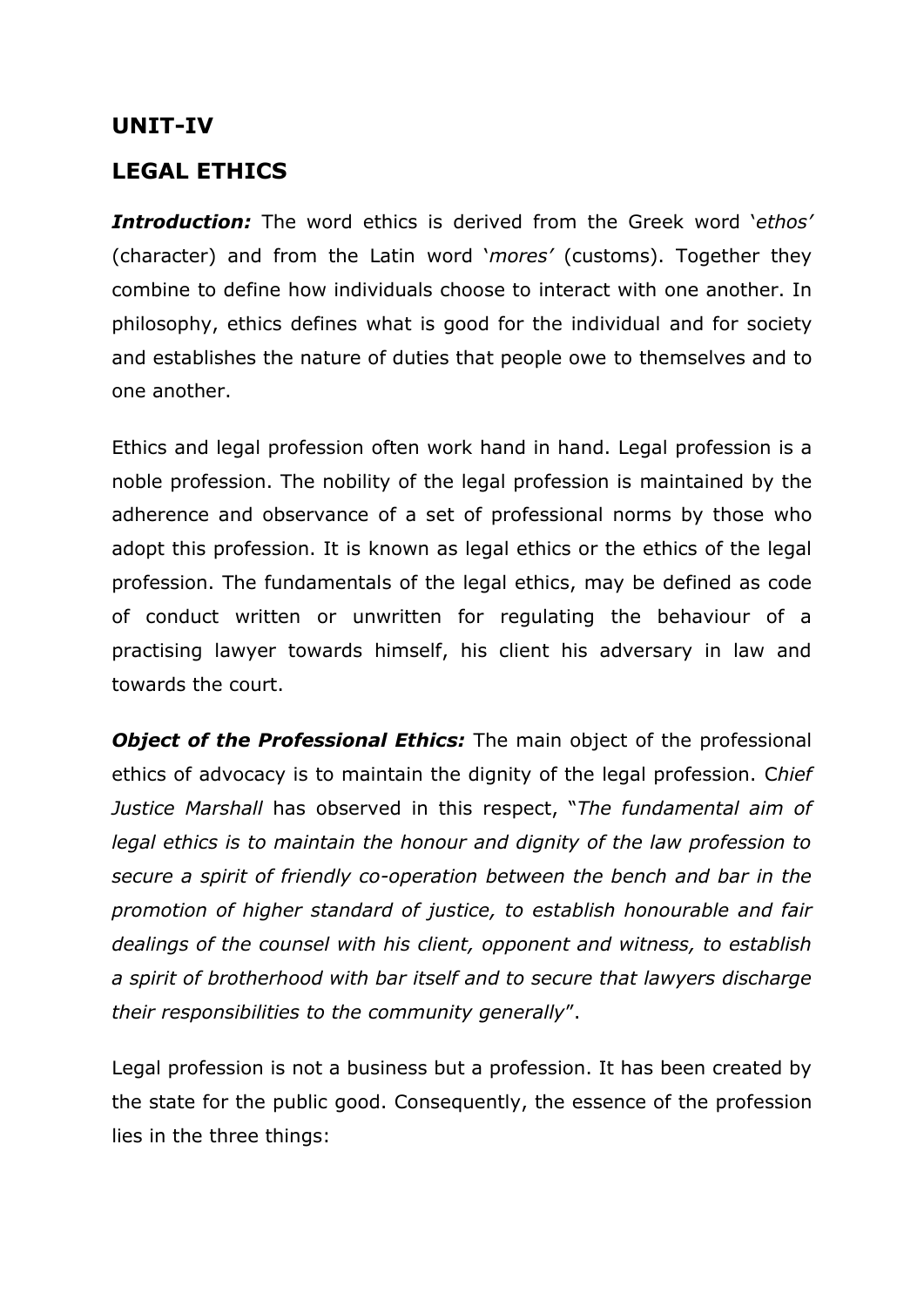# UNIT-IV

## LEGAL ETHICS

***Introduction:*** The word ethics is derived from the Greek word '*ethos*' (character) and from the Latin word '*mores*' (customs). Together they combine to define how individuals choose to interact with one another. In philosophy, ethics defines what is good for the individual and for society and establishes the nature of duties that people owe to themselves and to one another.

Ethics and legal profession often work hand in hand. Legal profession is a noble profession. The nobility of the legal profession is maintained by the adherence and observance of a set of professional norms by those who adopt this profession. It is known as legal ethics or the ethics of the legal profession. The fundamentals of the legal ethics, may be defined as code of conduct written or unwritten for regulating the behaviour of a practising lawyer towards himself, his client his adversary in law and towards the court.

***Object of the Professional Ethics:*** The main object of the professional ethics of advocacy is to maintain the dignity of the legal profession. C*hief Justice Marshall* has observed in this respect, "*The fundamental aim of legal ethics is to maintain the honour and dignity of the law profession to secure a spirit of friendly co-operation between the bench and bar in the promotion of higher standard of justice, to establish honourable and fair dealings of the counsel with his client, opponent and witness, to establish a spirit of brotherhood with bar itself and to secure that lawyers discharge their responsibilities to the community generally*".

Legal profession is not a business but a profession. It has been created by the state for the public good. Consequently, the essence of the profession lies in the three things: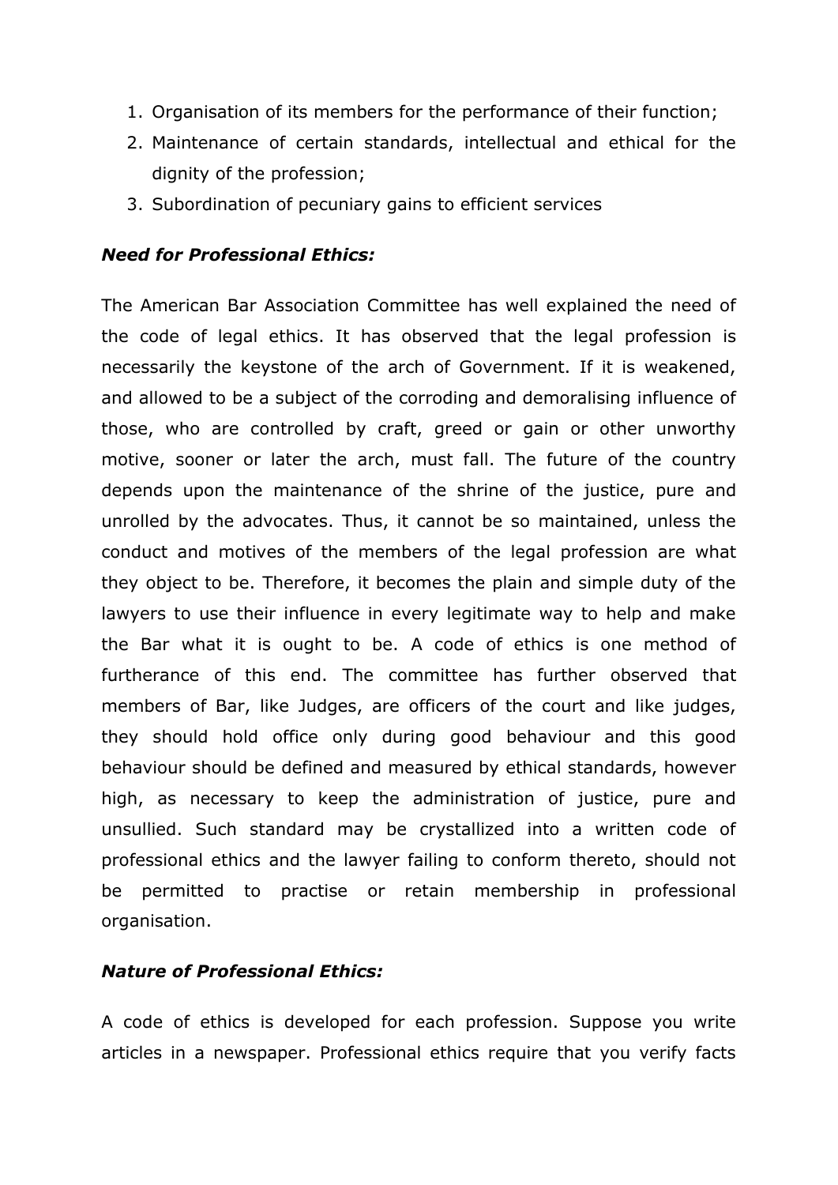1. Organisation of its members for the performance of their function;
2. Maintenance of certain standards, intellectual and ethical for the dignity of the profession;
3. Subordination of pecuniary gains to efficient services

***Need for Professional Ethics:***

The American Bar Association Committee has well explained the need of the code of legal ethics. It has observed that the legal profession is necessarily the keystone of the arch of Government. If it is weakened, and allowed to be a subject of the corroding and demoralising influence of those, who are controlled by craft, greed or gain or other unworthy motive, sooner or later the arch, must fall. The future of the country depends upon the maintenance of the shrine of the justice, pure and unrolled by the advocates. Thus, it cannot be so maintained, unless the conduct and motives of the members of the legal profession are what they object to be. Therefore, it becomes the plain and simple duty of the lawyers to use their influence in every legitimate way to help and make the Bar what it is ought to be. A code of ethics is one method of furtherance of this end. The committee has further observed that members of Bar, like Judges, are officers of the court and like judges, they should hold office only during good behaviour and this good behaviour should be defined and measured by ethical standards, however high, as necessary to keep the administration of justice, pure and unsullied. Such standard may be crystallized into a written code of professional ethics and the lawyer failing to conform thereto, should not be permitted to practise or retain membership in professional organisation.

***Nature of Professional Ethics:***

A code of ethics is developed for each profession. Suppose you write articles in a newspaper. Professional ethics require that you verify facts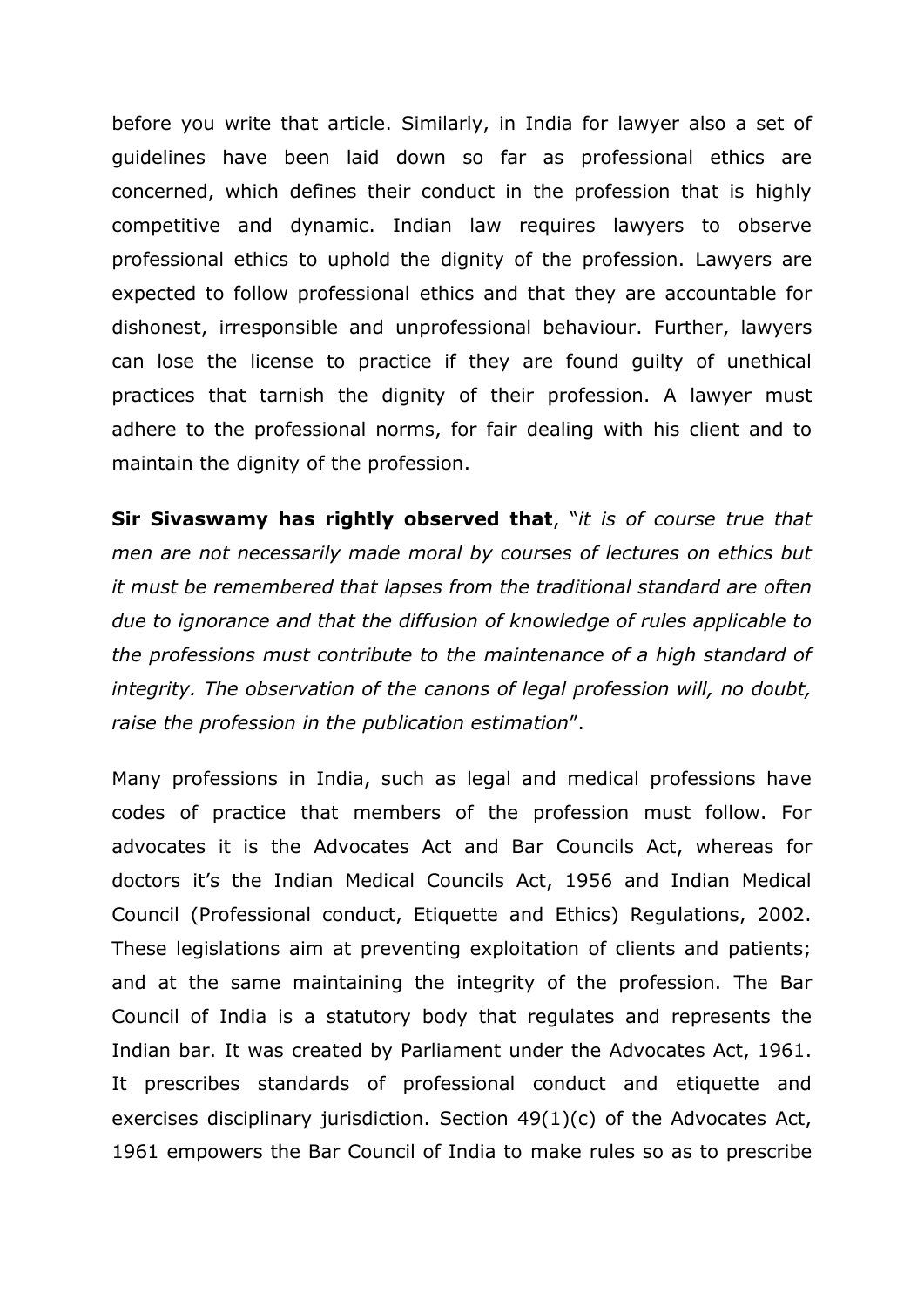before you write that article. Similarly, in India for lawyer also a set of guidelines have been laid down so far as professional ethics are concerned, which defines their conduct in the profession that is highly competitive and dynamic. Indian law requires lawyers to observe professional ethics to uphold the dignity of the profession. Lawyers are expected to follow professional ethics and that they are accountable for dishonest, irresponsible and unprofessional behaviour. Further, lawyers can lose the license to practice if they are found guilty of unethical practices that tarnish the dignity of their profession. A lawyer must adhere to the professional norms, for fair dealing with his client and to maintain the dignity of the profession.

**Sir Sivaswamy has rightly observed that**, "*it is of course true that men are not necessarily made moral by courses of lectures on ethics but it must be remembered that lapses from the traditional standard are often due to ignorance and that the diffusion of knowledge of rules applicable to the professions must contribute to the maintenance of a high standard of integrity. The observation of the canons of legal profession will, no doubt, raise the profession in the publication estimation*".

Many professions in India, such as legal and medical professions have codes of practice that members of the profession must follow. For advocates it is the Advocates Act and Bar Councils Act, whereas for doctors it's the Indian Medical Councils Act, 1956 and Indian Medical Council (Professional conduct, Etiquette and Ethics) Regulations, 2002. These legislations aim at preventing exploitation of clients and patients; and at the same maintaining the integrity of the profession. The Bar Council of India is a statutory body that regulates and represents the Indian bar. It was created by Parliament under the Advocates Act, 1961. It prescribes standards of professional conduct and etiquette and exercises disciplinary jurisdiction. Section 49(1)(c) of the Advocates Act, 1961 empowers the Bar Council of India to make rules so as to prescribe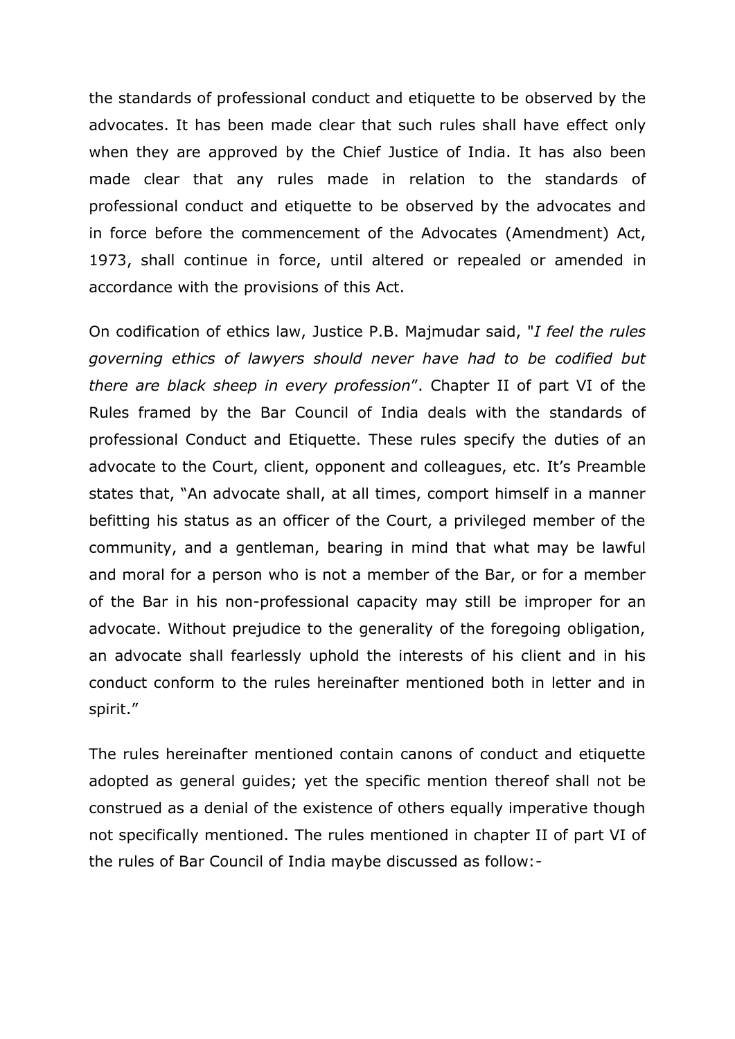the standards of professional conduct and etiquette to be observed by the advocates. It has been made clear that such rules shall have effect only when they are approved by the Chief Justice of India. It has also been made clear that any rules made in relation to the standards of professional conduct and etiquette to be observed by the advocates and in force before the commencement of the Advocates (Amendment) Act, 1973, shall continue in force, until altered or repealed or amended in accordance with the provisions of this Act.

On codification of ethics law, Justice P.B. Majmudar said, "*I feel the rules governing ethics of lawyers should never have had to be codified but there are black sheep in every profession*". Chapter II of part VI of the Rules framed by the Bar Council of India deals with the standards of professional Conduct and Etiquette. These rules specify the duties of an advocate to the Court, client, opponent and colleagues, etc. It's Preamble states that, "An advocate shall, at all times, comport himself in a manner befitting his status as an officer of the Court, a privileged member of the community, and a gentleman, bearing in mind that what may be lawful and moral for a person who is not a member of the Bar, or for a member of the Bar in his non-professional capacity may still be improper for an advocate. Without prejudice to the generality of the foregoing obligation, an advocate shall fearlessly uphold the interests of his client and in his conduct conform to the rules hereinafter mentioned both in letter and in spirit."

The rules hereinafter mentioned contain canons of conduct and etiquette adopted as general guides; yet the specific mention thereof shall not be construed as a denial of the existence of others equally imperative though not specifically mentioned. The rules mentioned in chapter II of part VI of the rules of Bar Council of India maybe discussed as follow:-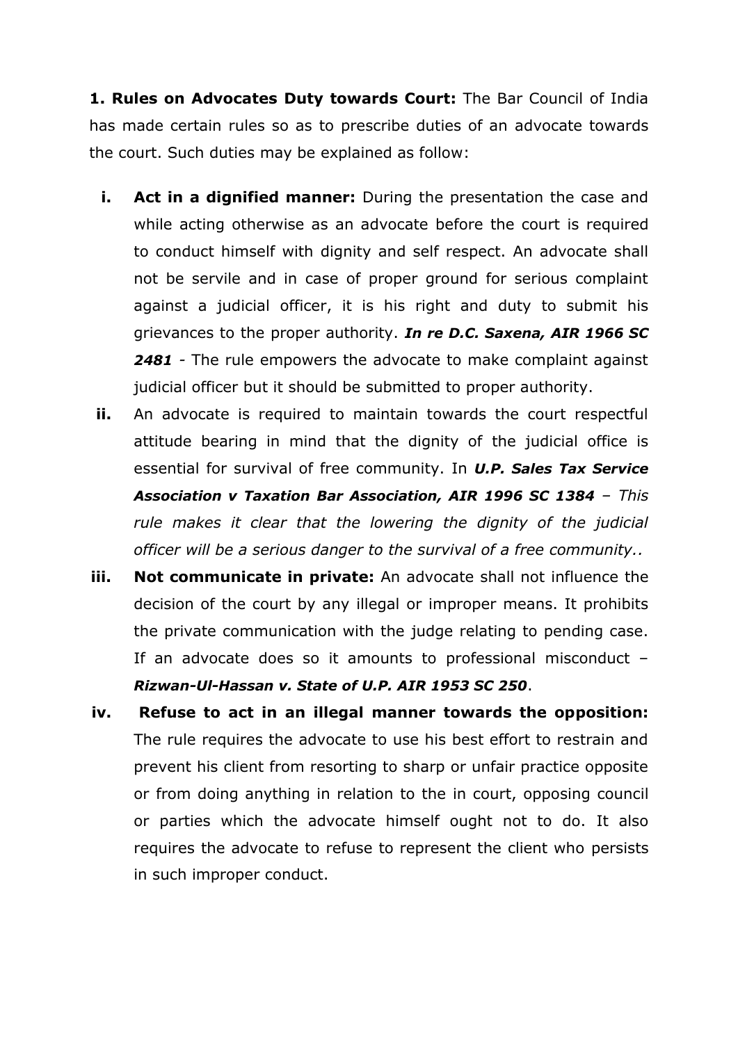**1. Rules on Advocates Duty towards Court:** The Bar Council of India has made certain rules so as to prescribe duties of an advocate towards the court. Such duties may be explained as follow:

i. **Act in a dignified manner:** During the presentation the case and while acting otherwise as an advocate before the court is required to conduct himself with dignity and self respect. An advocate shall not be servile and in case of proper ground for serious complaint against a judicial officer, it is his right and duty to submit his grievances to the proper authority. ***In re D.C. Saxena, AIR 1966 SC 2481*** - The rule empowers the advocate to make complaint against judicial officer but it should be submitted to proper authority.

ii. An advocate is required to maintain towards the court respectful attitude bearing in mind that the dignity of the judicial office is essential for survival of free community. In ***U.P. Sales Tax Service Association v Taxation Bar Association, AIR 1996 SC 1384*** – *This rule makes it clear that the lowering the dignity of the judicial officer will be a serious danger to the survival of a free community..*

iii. **Not communicate in private:** An advocate shall not influence the decision of the court by any illegal or improper means. It prohibits the private communication with the judge relating to pending case. If an advocate does so it amounts to professional misconduct – ***Rizwan-Ul-Hassan v. State of U.P. AIR 1953 SC 250***.

iv. **Refuse to act in an illegal manner towards the opposition:** The rule requires the advocate to use his best effort to restrain and prevent his client from resorting to sharp or unfair practice opposite or from doing anything in relation to the in court, opposing council or parties which the advocate himself ought not to do. It also requires the advocate to refuse to represent the client who persists in such improper conduct.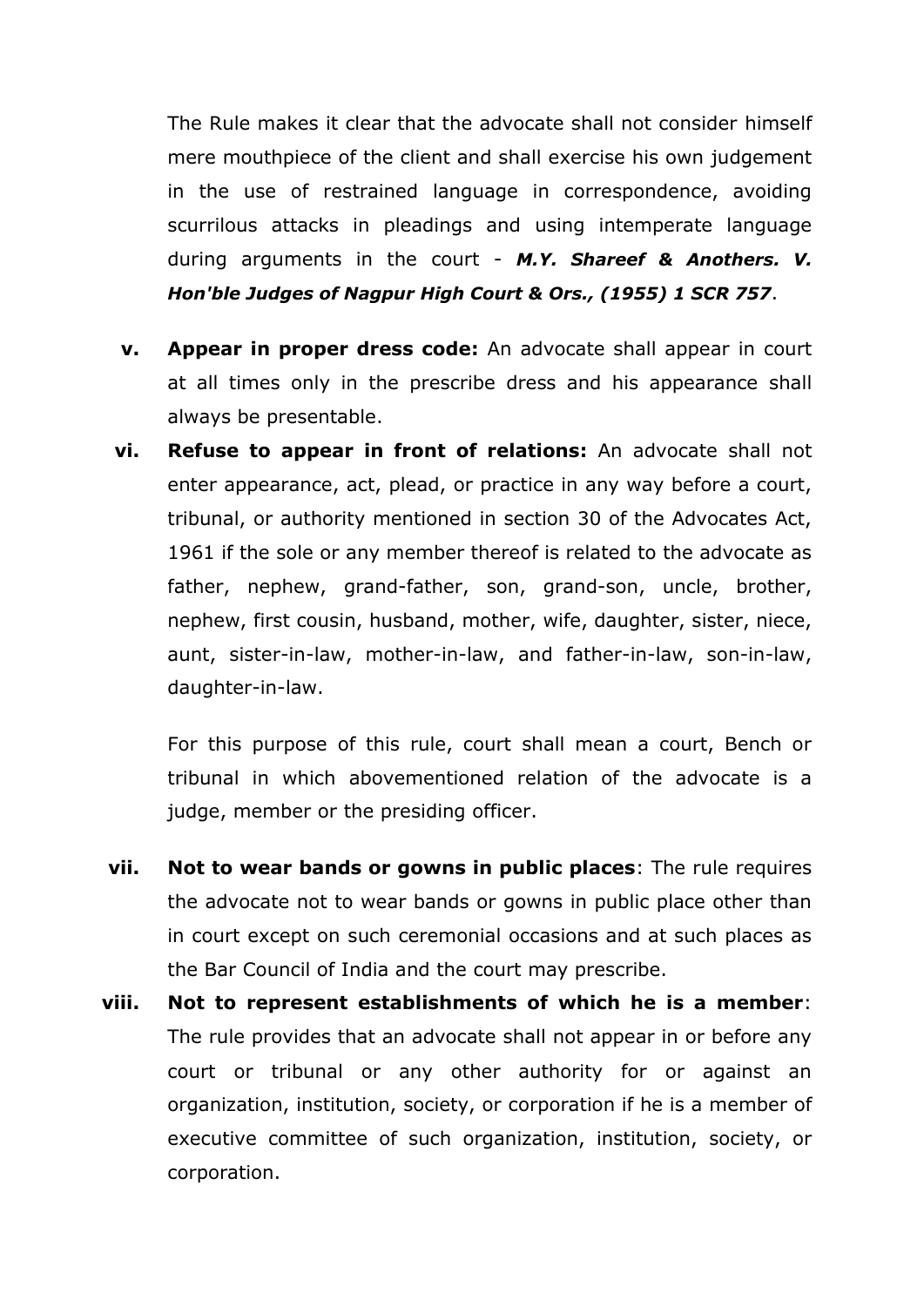The Rule makes it clear that the advocate shall not consider himself mere mouthpiece of the client and shall exercise his own judgement in the use of restrained language in correspondence, avoiding scurrilous attacks in pleadings and using intemperate language during arguments in the court - ***M.Y. Shareef & Anothers. V. Hon'ble Judges of Nagpur High Court & Ors., (1955) 1 SCR 757***.

v. **Appear in proper dress code:** An advocate shall appear in court at all times only in the prescribe dress and his appearance shall always be presentable.

vi. **Refuse to appear in front of relations:** An advocate shall not enter appearance, act, plead, or practice in any way before a court, tribunal, or authority mentioned in section 30 of the Advocates Act, 1961 if the sole or any member thereof is related to the advocate as father, nephew, grand-father, son, grand-son, uncle, brother, nephew, first cousin, husband, mother, wife, daughter, sister, niece, aunt, sister-in-law, mother-in-law, and father-in-law, son-in-law, daughter-in-law.

   For this purpose of this rule, court shall mean a court, Bench or tribunal in which abovementioned relation of the advocate is a judge, member or the presiding officer.

vii. **Not to wear bands or gowns in public places**: The rule requires the advocate not to wear bands or gowns in public place other than in court except on such ceremonial occasions and at such places as the Bar Council of India and the court may prescribe.

viii. **Not to represent establishments of which he is a member**: The rule provides that an advocate shall not appear in or before any court or tribunal or any other authority for or against an organization, institution, society, or corporation if he is a member of executive committee of such organization, institution, society, or corporation.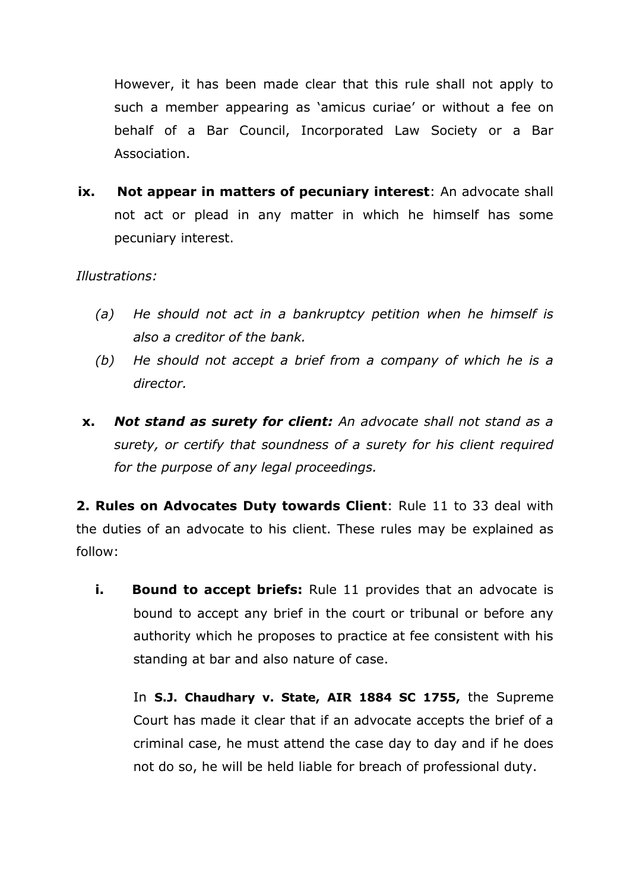However, it has been made clear that this rule shall not apply to such a member appearing as 'amicus curiae' or without a fee on behalf of a Bar Council, Incorporated Law Society or a Bar Association.

ix. **Not appear in matters of pecuniary interest**: An advocate shall not act or plead in any matter in which he himself has some pecuniary interest.

*Illustrations:*

*(a) He should not act in a bankruptcy petition when he himself is also a creditor of the bank.*

*(b) He should not accept a brief from a company of which he is a director.*

x. ***Not stand as surety for client:*** *An advocate shall not stand as a surety, or certify that soundness of a surety for his client required for the purpose of any legal proceedings.*

**2. Rules on Advocates Duty towards Client**: Rule 11 to 33 deal with the duties of an advocate to his client. These rules may be explained as follow:

i. **Bound to accept briefs:** Rule 11 provides that an advocate is bound to accept any brief in the court or tribunal or before any authority which he proposes to practice at fee consistent with his standing at bar and also nature of case.

In **S.J. Chaudhary v. State, AIR 1884 SC 1755,** the Supreme Court has made it clear that if an advocate accepts the brief of a criminal case, he must attend the case day to day and if he does not do so, he will be held liable for breach of professional duty.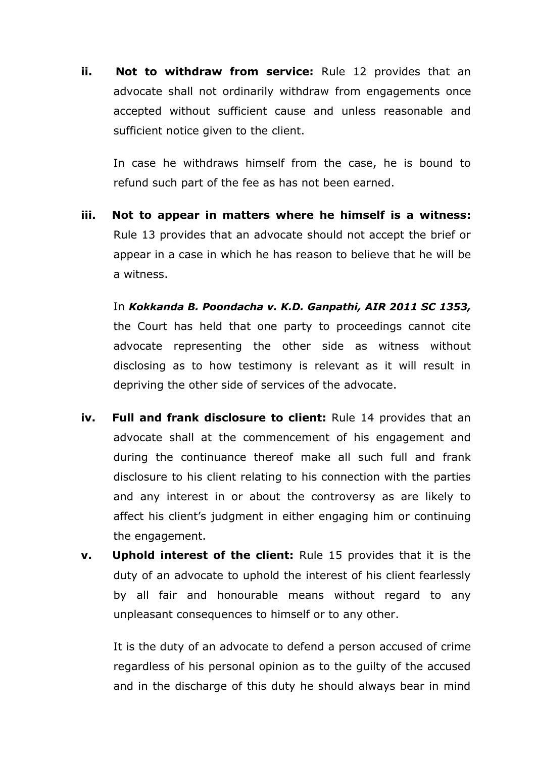ii. **Not to withdraw from service:** Rule 12 provides that an advocate shall not ordinarily withdraw from engagements once accepted without sufficient cause and unless reasonable and sufficient notice given to the client.

    In case he withdraws himself from the case, he is bound to refund such part of the fee as has not been earned.

iii. **Not to appear in matters where he himself is a witness:** Rule 13 provides that an advocate should not accept the brief or appear in a case in which he has reason to believe that he will be a witness.

    In ***Kokkanda B. Poondacha v. K.D. Ganpathi, AIR 2011 SC 1353,*** the Court has held that one party to proceedings cannot cite advocate representing the other side as witness without disclosing as to how testimony is relevant as it will result in depriving the other side of services of the advocate.

iv. **Full and frank disclosure to client:** Rule 14 provides that an advocate shall at the commencement of his engagement and during the continuance thereof make all such full and frank disclosure to his client relating to his connection with the parties and any interest in or about the controversy as are likely to affect his client's judgment in either engaging him or continuing the engagement.

v. **Uphold interest of the client:** Rule 15 provides that it is the duty of an advocate to uphold the interest of his client fearlessly by all fair and honourable means without regard to any unpleasant consequences to himself or to any other.

    It is the duty of an advocate to defend a person accused of crime regardless of his personal opinion as to the guilty of the accused and in the discharge of this duty he should always bear in mind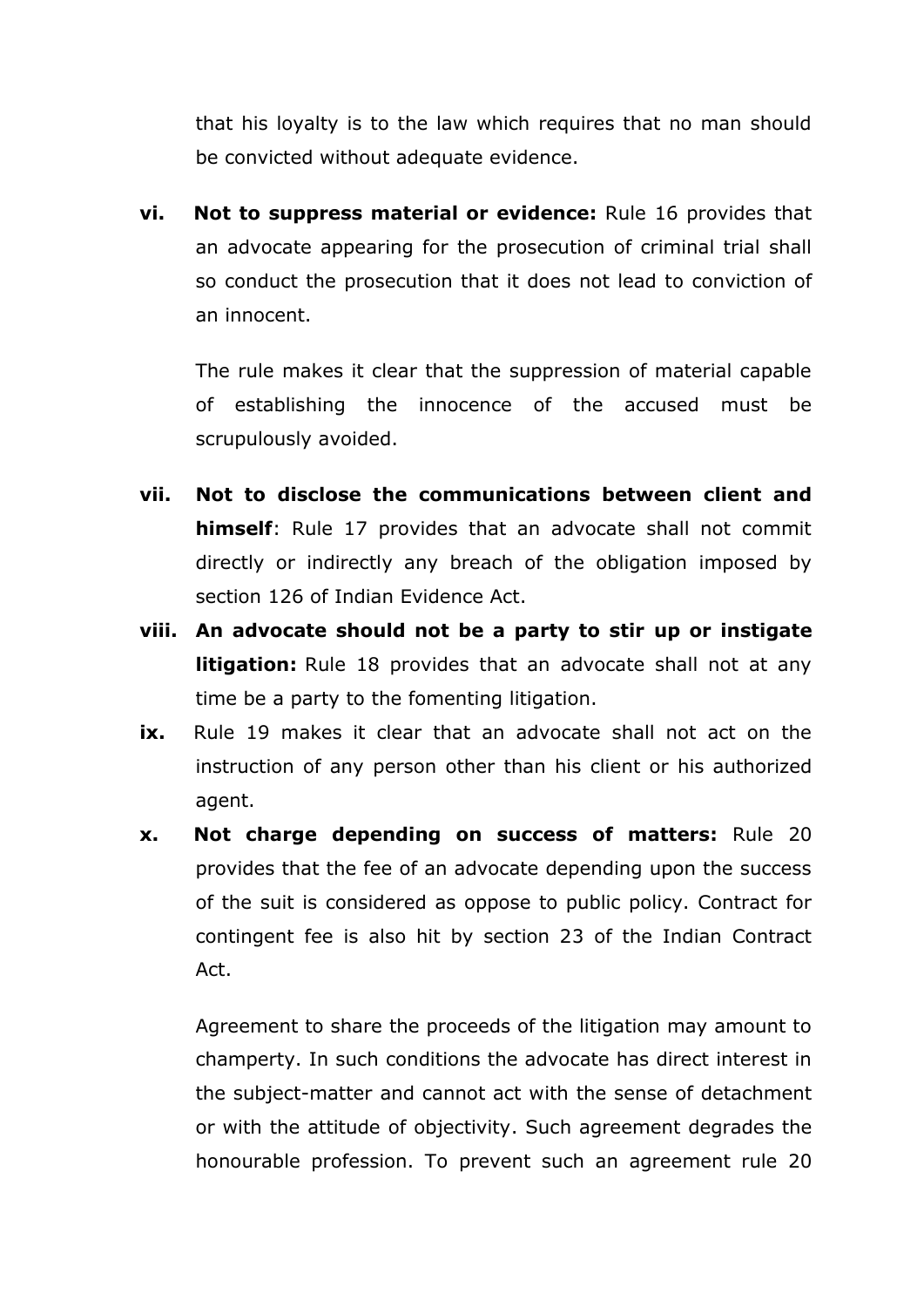that his loyalty is to the law which requires that no man should be convicted without adequate evidence.

vi. **Not to suppress material or evidence:** Rule 16 provides that an advocate appearing for the prosecution of criminal trial shall so conduct the prosecution that it does not lead to conviction of an innocent.

 The rule makes it clear that the suppression of material capable of establishing the innocence of the accused must be scrupulously avoided.

vii. **Not to disclose the communications between client and himself**: Rule 17 provides that an advocate shall not commit directly or indirectly any breach of the obligation imposed by section 126 of Indian Evidence Act.

viii. **An advocate should not be a party to stir up or instigate litigation:** Rule 18 provides that an advocate shall not at any time be a party to the fomenting litigation.

ix. Rule 19 makes it clear that an advocate shall not act on the instruction of any person other than his client or his authorized agent.

x. **Not charge depending on success of matters:** Rule 20 provides that the fee of an advocate depending upon the success of the suit is considered as oppose to public policy. Contract for contingent fee is also hit by section 23 of the Indian Contract Act.

 Agreement to share the proceeds of the litigation may amount to champerty. In such conditions the advocate has direct interest in the subject-matter and cannot act with the sense of detachment or with the attitude of objectivity. Such agreement degrades the honourable profession. To prevent such an agreement rule 20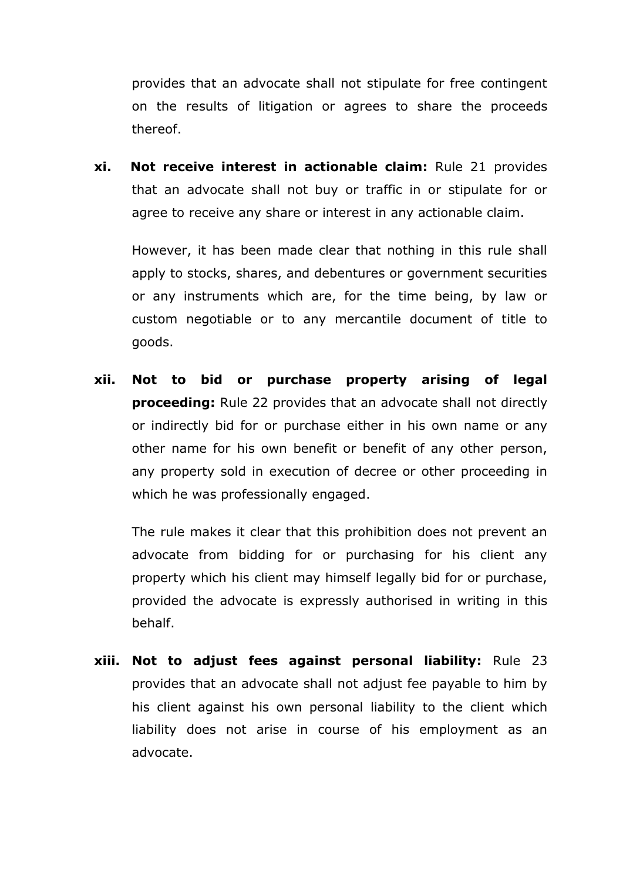provides that an advocate shall not stipulate for free contingent on the results of litigation or agrees to share the proceeds thereof.

**xi. Not receive interest in actionable claim:** Rule 21 provides that an advocate shall not buy or traffic in or stipulate for or agree to receive any share or interest in any actionable claim.

However, it has been made clear that nothing in this rule shall apply to stocks, shares, and debentures or government securities or any instruments which are, for the time being, by law or custom negotiable or to any mercantile document of title to goods.

**xii. Not to bid or purchase property arising of legal proceeding:** Rule 22 provides that an advocate shall not directly or indirectly bid for or purchase either in his own name or any other name for his own benefit or benefit of any other person, any property sold in execution of decree or other proceeding in which he was professionally engaged.

The rule makes it clear that this prohibition does not prevent an advocate from bidding for or purchasing for his client any property which his client may himself legally bid for or purchase, provided the advocate is expressly authorised in writing in this behalf.

**xiii. Not to adjust fees against personal liability:** Rule 23 provides that an advocate shall not adjust fee payable to him by his client against his own personal liability to the client which liability does not arise in course of his employment as an advocate.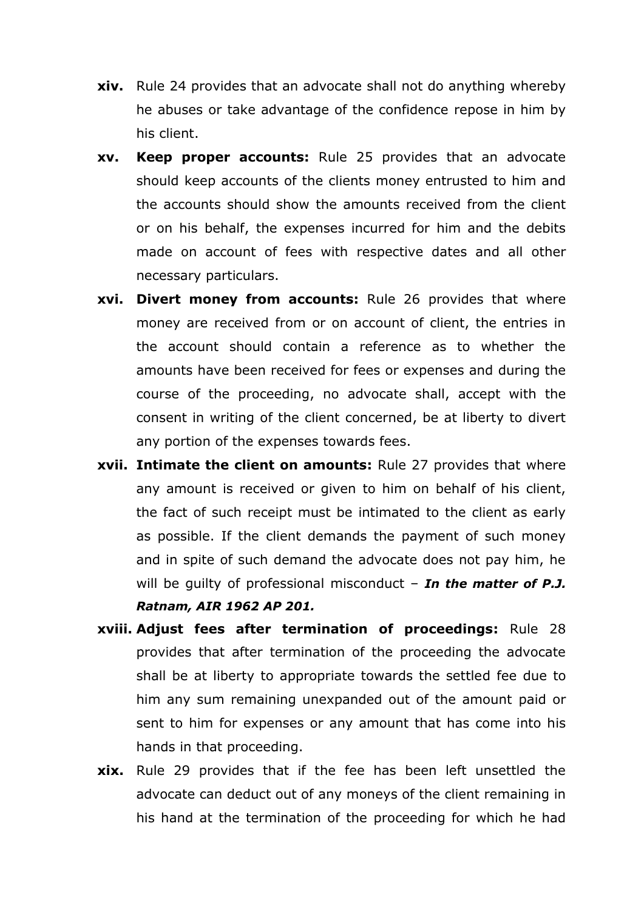**xiv.** Rule 24 provides that an advocate shall not do anything whereby he abuses or take advantage of the confidence repose in him by his client.

**xv.** **Keep proper accounts:** Rule 25 provides that an advocate should keep accounts of the clients money entrusted to him and the accounts should show the amounts received from the client or on his behalf, the expenses incurred for him and the debits made on account of fees with respective dates and all other necessary particulars.

**xvi.** **Divert money from accounts:** Rule 26 provides that where money are received from or on account of client, the entries in the account should contain a reference as to whether the amounts have been received for fees or expenses and during the course of the proceeding, no advocate shall, accept with the consent in writing of the client concerned, be at liberty to divert any portion of the expenses towards fees.

**xvii.** **Intimate the client on amounts:** Rule 27 provides that where any amount is received or given to him on behalf of his client, the fact of such receipt must be intimated to the client as early as possible. If the client demands the payment of such money and in spite of such demand the advocate does not pay him, he will be guilty of professional misconduct – ***In the matter of P.J. Ratnam, AIR 1962 AP 201.***

**xviii.** **Adjust fees after termination of proceedings:** Rule 28 provides that after termination of the proceeding the advocate shall be at liberty to appropriate towards the settled fee due to him any sum remaining unexpanded out of the amount paid or sent to him for expenses or any amount that has come into his hands in that proceeding.

**xix.** Rule 29 provides that if the fee has been left unsettled the advocate can deduct out of any moneys of the client remaining in his hand at the termination of the proceeding for which he had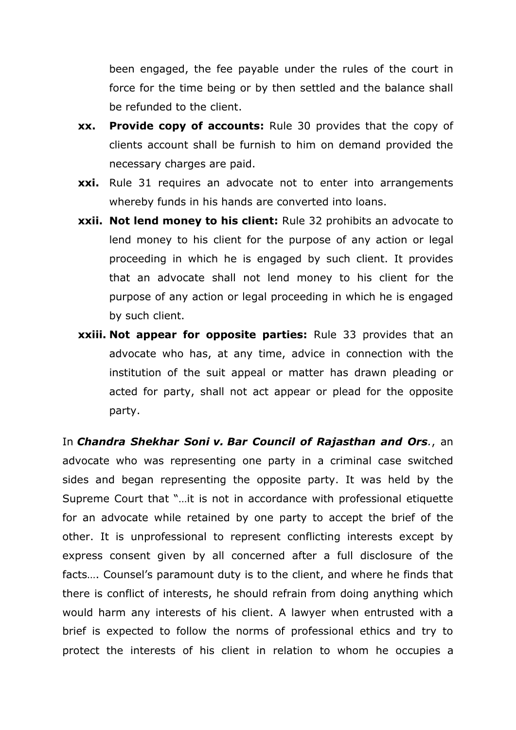been engaged, the fee payable under the rules of the court in force for the time being or by then settled and the balance shall be refunded to the client.

- **xx. Provide copy of accounts:** Rule 30 provides that the copy of clients account shall be furnish to him on demand provided the necessary charges are paid.
- **xxi.** Rule 31 requires an advocate not to enter into arrangements whereby funds in his hands are converted into loans.
- **xxii. Not lend money to his client:** Rule 32 prohibits an advocate to lend money to his client for the purpose of any action or legal proceeding in which he is engaged by such client. It provides that an advocate shall not lend money to his client for the purpose of any action or legal proceeding in which he is engaged by such client.
- **xxiii. Not appear for opposite parties:** Rule 33 provides that an advocate who has, at any time, advice in connection with the institution of the suit appeal or matter has drawn pleading or acted for party, shall not act appear or plead for the opposite party.

In ***Chandra Shekhar Soni v. Bar Council of Rajasthan and Ors.***, an advocate who was representing one party in a criminal case switched sides and began representing the opposite party. It was held by the Supreme Court that "…it is not in accordance with professional etiquette for an advocate while retained by one party to accept the brief of the other. It is unprofessional to represent conflicting interests except by express consent given by all concerned after a full disclosure of the facts…. Counsel's paramount duty is to the client, and where he finds that there is conflict of interests, he should refrain from doing anything which would harm any interests of his client. A lawyer when entrusted with a brief is expected to follow the norms of professional ethics and try to protect the interests of his client in relation to whom he occupies a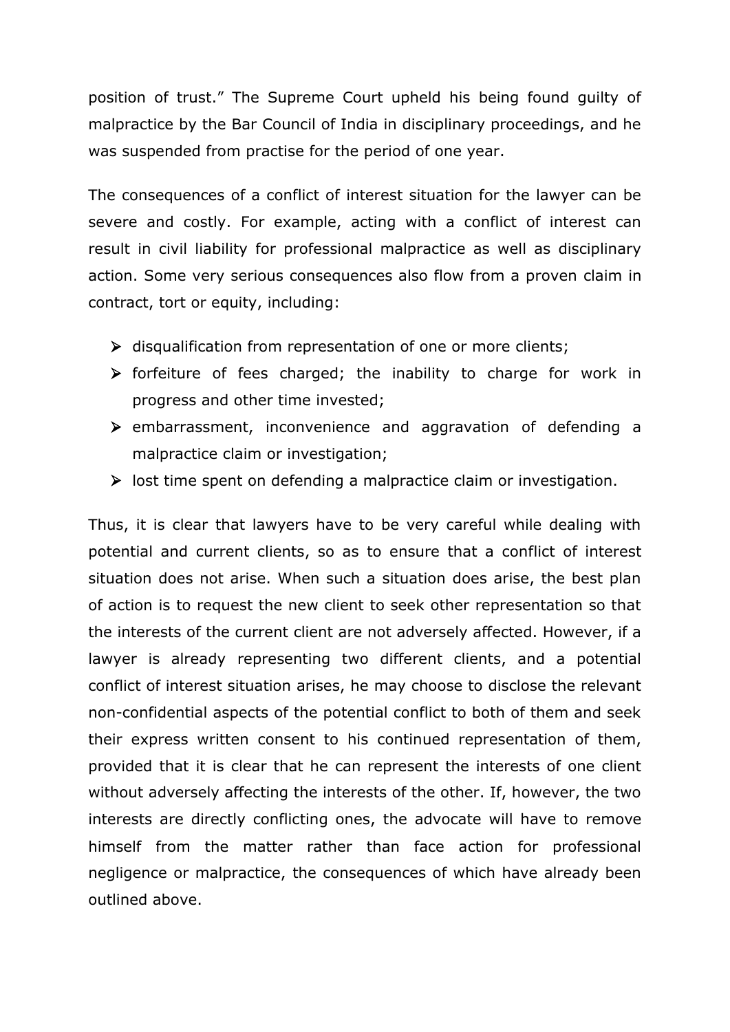position of trust." The Supreme Court upheld his being found guilty of malpractice by the Bar Council of India in disciplinary proceedings, and he was suspended from practise for the period of one year.

The consequences of a conflict of interest situation for the lawyer can be severe and costly. For example, acting with a conflict of interest can result in civil liability for professional malpractice as well as disciplinary action. Some very serious consequences also flow from a proven claim in contract, tort or equity, including:

- disqualification from representation of one or more clients;
- forfeiture of fees charged; the inability to charge for work in progress and other time invested;
- embarrassment, inconvenience and aggravation of defending a malpractice claim or investigation;
- lost time spent on defending a malpractice claim or investigation.

Thus, it is clear that lawyers have to be very careful while dealing with potential and current clients, so as to ensure that a conflict of interest situation does not arise. When such a situation does arise, the best plan of action is to request the new client to seek other representation so that the interests of the current client are not adversely affected. However, if a lawyer is already representing two different clients, and a potential conflict of interest situation arises, he may choose to disclose the relevant non-confidential aspects of the potential conflict to both of them and seek their express written consent to his continued representation of them, provided that it is clear that he can represent the interests of one client without adversely affecting the interests of the other. If, however, the two interests are directly conflicting ones, the advocate will have to remove himself from the matter rather than face action for professional negligence or malpractice, the consequences of which have already been outlined above.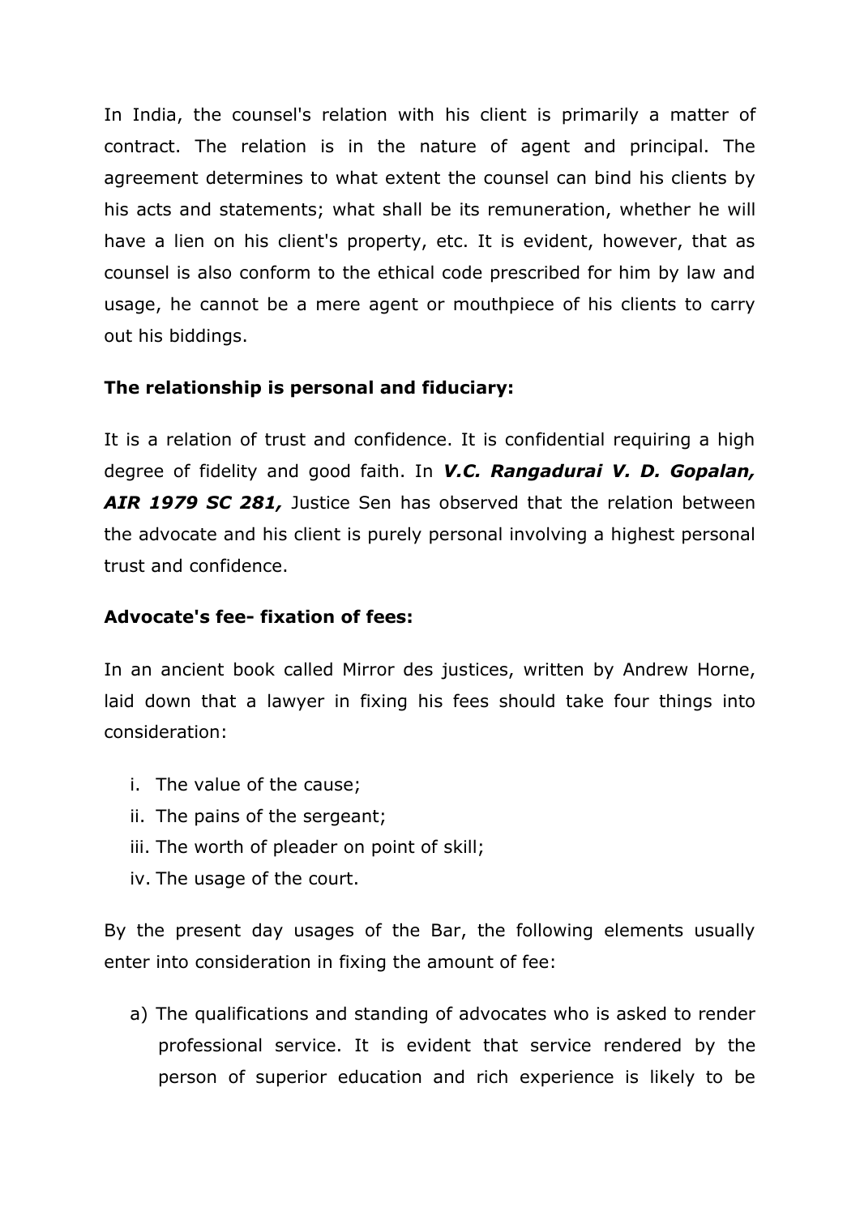In India, the counsel's relation with his client is primarily a matter of contract. The relation is in the nature of agent and principal. The agreement determines to what extent the counsel can bind his clients by his acts and statements; what shall be its remuneration, whether he will have a lien on his client's property, etc. It is evident, however, that as counsel is also conform to the ethical code prescribed for him by law and usage, he cannot be a mere agent or mouthpiece of his clients to carry out his biddings.

**The relationship is personal and fiduciary:**

It is a relation of trust and confidence. It is confidential requiring a high degree of fidelity and good faith. In ***V.C. Rangadurai V. D. Gopalan, AIR 1979 SC 281,*** Justice Sen has observed that the relation between the advocate and his client is purely personal involving a highest personal trust and confidence.

**Advocate's fee- fixation of fees:**

In an ancient book called Mirror des justices, written by Andrew Horne, laid down that a lawyer in fixing his fees should take four things into consideration:

i. The value of the cause;
ii. The pains of the sergeant;
iii. The worth of pleader on point of skill;
iv. The usage of the court.

By the present day usages of the Bar, the following elements usually enter into consideration in fixing the amount of fee:

a) The qualifications and standing of advocates who is asked to render professional service. It is evident that service rendered by the person of superior education and rich experience is likely to be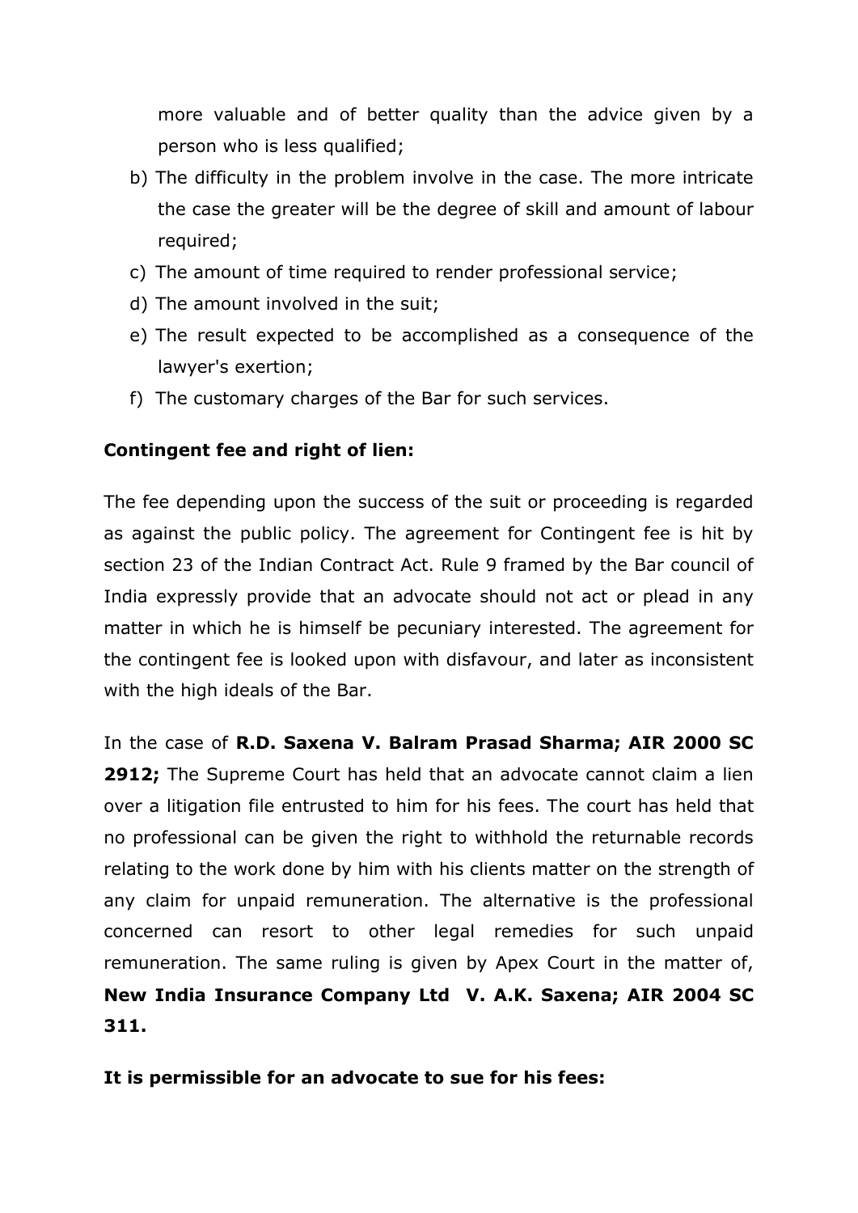more valuable and of better quality than the advice given by a person who is less qualified;

b) The difficulty in the problem involve in the case. The more intricate the case the greater will be the degree of skill and amount of labour required;
c) The amount of time required to render professional service;
d) The amount involved in the suit;
e) The result expected to be accomplished as a consequence of the lawyer's exertion;
f) The customary charges of the Bar for such services.

**Contingent fee and right of lien:**

The fee depending upon the success of the suit or proceeding is regarded as against the public policy. The agreement for Contingent fee is hit by section 23 of the Indian Contract Act. Rule 9 framed by the Bar council of India expressly provide that an advocate should not act or plead in any matter in which he is himself be pecuniary interested. The agreement for the contingent fee is looked upon with disfavour, and later as inconsistent with the high ideals of the Bar.

In the case of **R.D. Saxena V. Balram Prasad Sharma; AIR 2000 SC 2912;** The Supreme Court has held that an advocate cannot claim a lien over a litigation file entrusted to him for his fees. The court has held that no professional can be given the right to withhold the returnable records relating to the work done by him with his clients matter on the strength of any claim for unpaid remuneration. The alternative is the professional concerned can resort to other legal remedies for such unpaid remuneration. The same ruling is given by Apex Court in the matter of, **New India Insurance Company Ltd V. A.K. Saxena; AIR 2004 SC 311.**

**It is permissible for an advocate to sue for his fees:**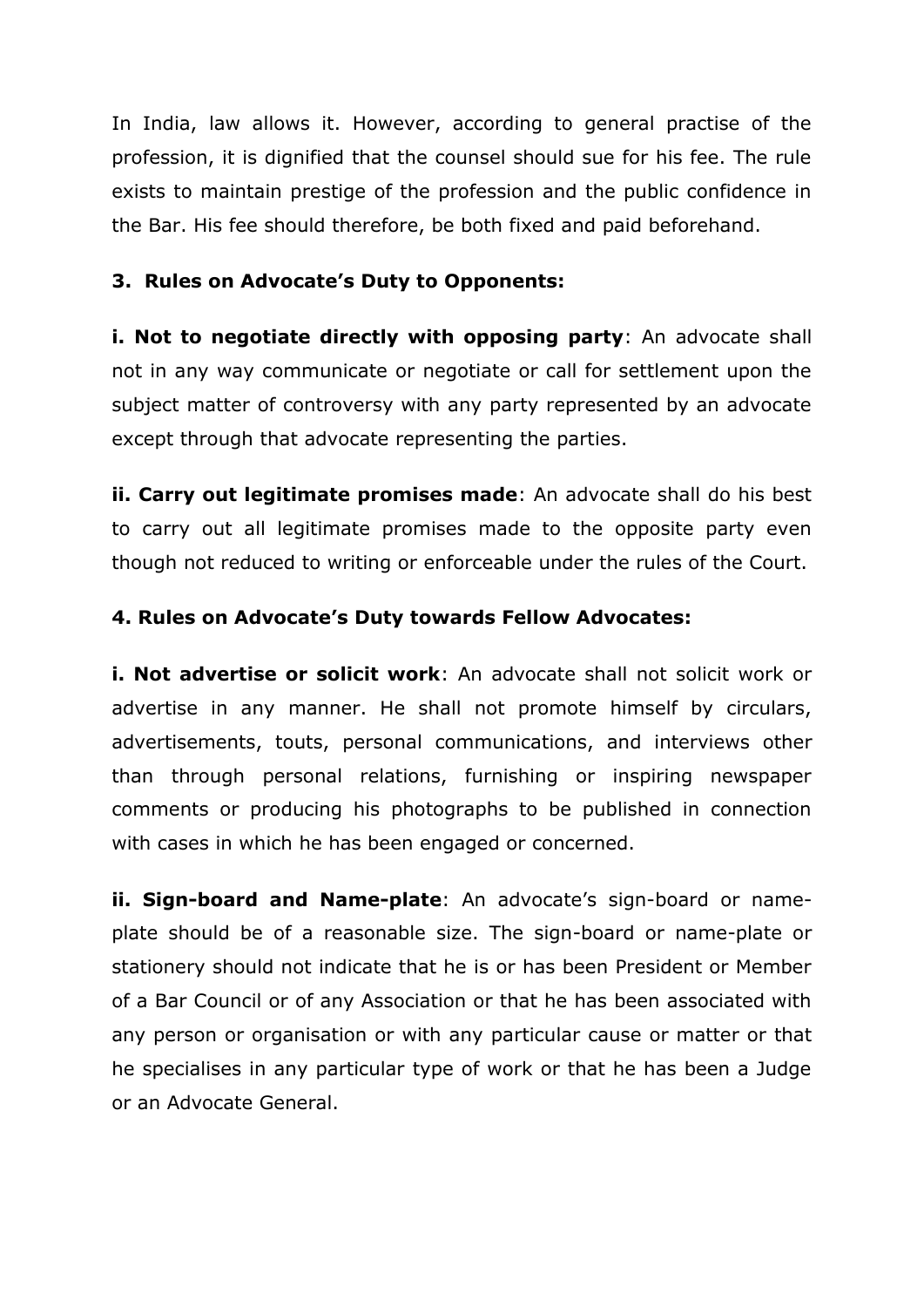In India, law allows it. However, according to general practise of the profession, it is dignified that the counsel should sue for his fee. The rule exists to maintain prestige of the profession and the public confidence in the Bar. His fee should therefore, be both fixed and paid beforehand.

### 3. Rules on Advocate's Duty to Opponents:

**i. Not to negotiate directly with opposing party**: An advocate shall not in any way communicate or negotiate or call for settlement upon the subject matter of controversy with any party represented by an advocate except through that advocate representing the parties.

**ii. Carry out legitimate promises made**: An advocate shall do his best to carry out all legitimate promises made to the opposite party even though not reduced to writing or enforceable under the rules of the Court.

### 4. Rules on Advocate's Duty towards Fellow Advocates:

**i. Not advertise or solicit work**: An advocate shall not solicit work or advertise in any manner. He shall not promote himself by circulars, advertisements, touts, personal communications, and interviews other than through personal relations, furnishing or inspiring newspaper comments or producing his photographs to be published in connection with cases in which he has been engaged or concerned.

**ii. Sign-board and Name-plate**: An advocate's sign-board or name-plate should be of a reasonable size. The sign-board or name-plate or stationery should not indicate that he is or has been President or Member of a Bar Council or of any Association or that he has been associated with any person or organisation or with any particular cause or matter or that he specialises in any particular type of work or that he has been a Judge or an Advocate General.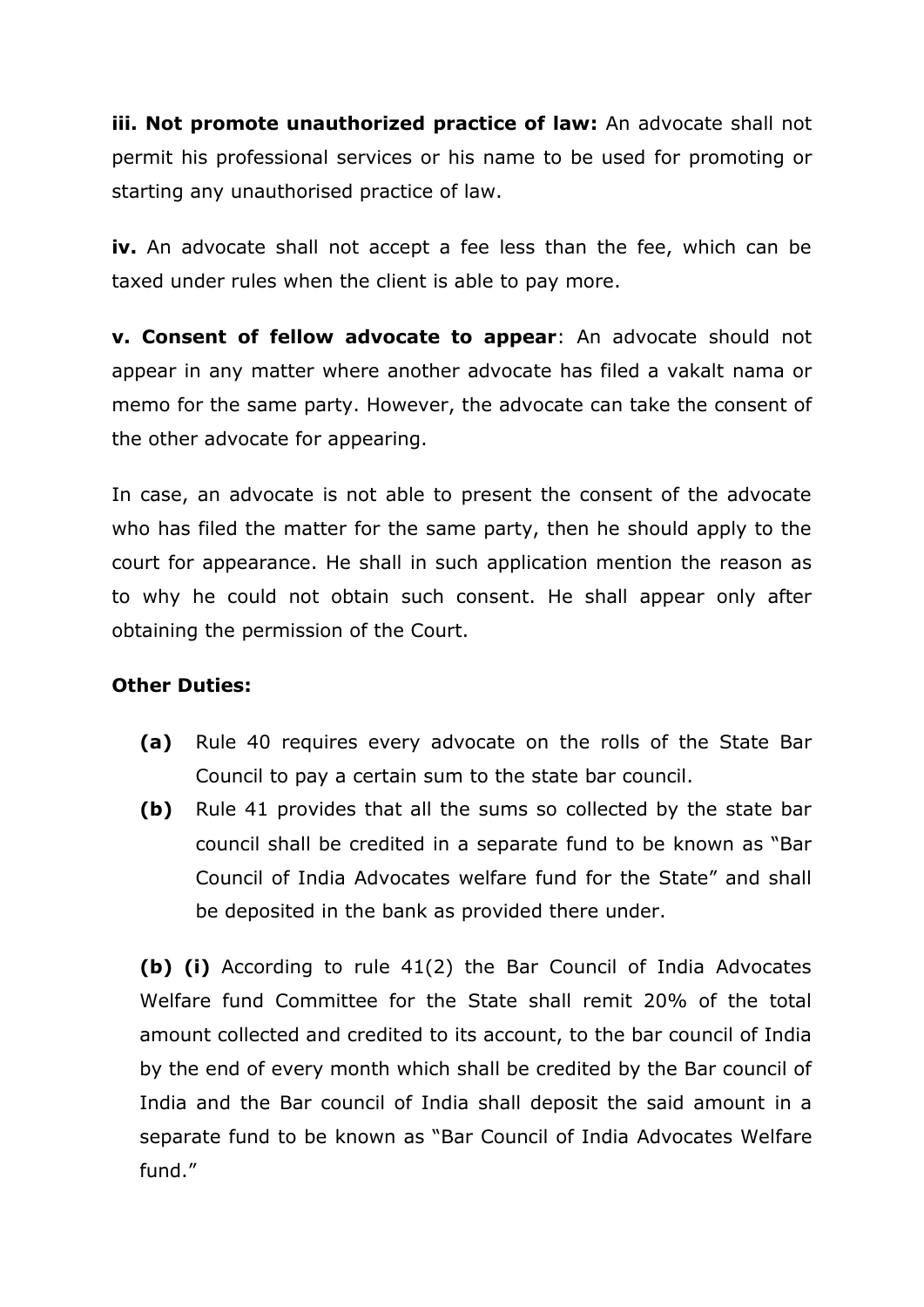**iii. Not promote unauthorized practice of law:** An advocate shall not permit his professional services or his name to be used for promoting or starting any unauthorised practice of law.

**iv.** An advocate shall not accept a fee less than the fee, which can be taxed under rules when the client is able to pay more.

**v. Consent of fellow advocate to appear**: An advocate should not appear in any matter where another advocate has filed a vakalt nama or memo for the same party. However, the advocate can take the consent of the other advocate for appearing.

In case, an advocate is not able to present the consent of the advocate who has filed the matter for the same party, then he should apply to the court for appearance. He shall in such application mention the reason as to why he could not obtain such consent. He shall appear only after obtaining the permission of the Court.

**Other Duties:**

- **(a)** Rule 40 requires every advocate on the rolls of the State Bar Council to pay a certain sum to the state bar council.
- **(b)** Rule 41 provides that all the sums so collected by the state bar council shall be credited in a separate fund to be known as "Bar Council of India Advocates welfare fund for the State" and shall be deposited in the bank as provided there under.

**(b) (i)** According to rule 41(2) the Bar Council of India Advocates Welfare fund Committee for the State shall remit 20% of the total amount collected and credited to its account, to the bar council of India by the end of every month which shall be credited by the Bar council of India and the Bar council of India shall deposit the said amount in a separate fund to be known as "Bar Council of India Advocates Welfare fund."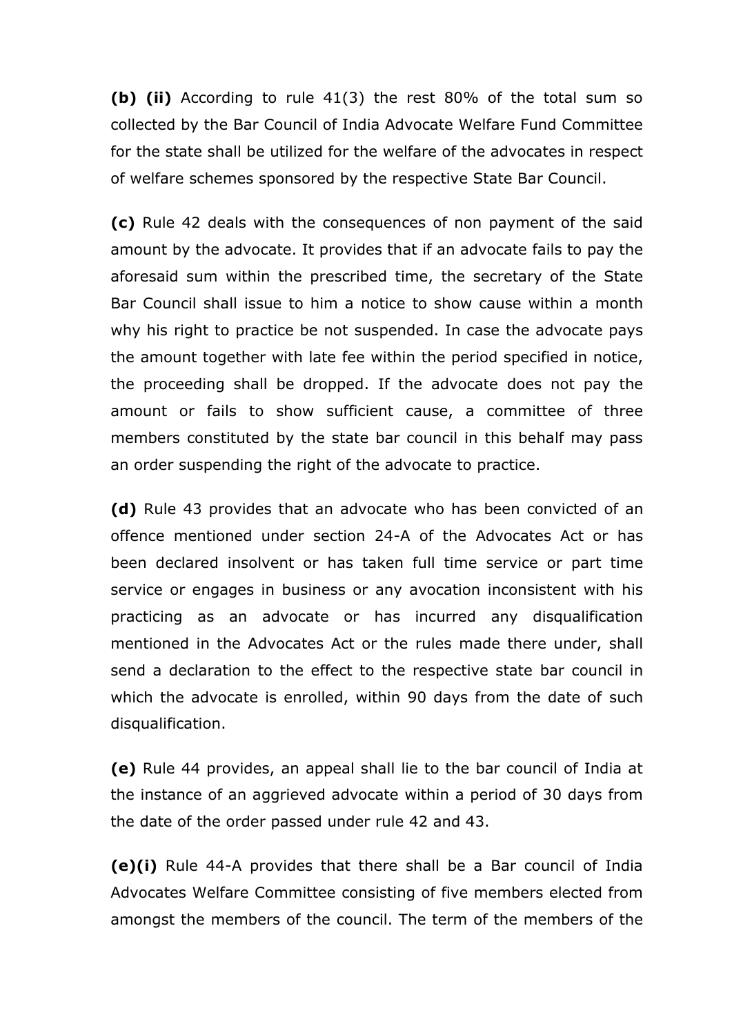**(b) (ii)** According to rule 41(3) the rest 80% of the total sum so collected by the Bar Council of India Advocate Welfare Fund Committee for the state shall be utilized for the welfare of the advocates in respect of welfare schemes sponsored by the respective State Bar Council.

**(c)** Rule 42 deals with the consequences of non payment of the said amount by the advocate. It provides that if an advocate fails to pay the aforesaid sum within the prescribed time, the secretary of the State Bar Council shall issue to him a notice to show cause within a month why his right to practice be not suspended. In case the advocate pays the amount together with late fee within the period specified in notice, the proceeding shall be dropped. If the advocate does not pay the amount or fails to show sufficient cause, a committee of three members constituted by the state bar council in this behalf may pass an order suspending the right of the advocate to practice.

**(d)** Rule 43 provides that an advocate who has been convicted of an offence mentioned under section 24-A of the Advocates Act or has been declared insolvent or has taken full time service or part time service or engages in business or any avocation inconsistent with his practicing as an advocate or has incurred any disqualification mentioned in the Advocates Act or the rules made there under, shall send a declaration to the effect to the respective state bar council in which the advocate is enrolled, within 90 days from the date of such disqualification.

**(e)** Rule 44 provides, an appeal shall lie to the bar council of India at the instance of an aggrieved advocate within a period of 30 days from the date of the order passed under rule 42 and 43.

**(e)(i)** Rule 44-A provides that there shall be a Bar council of India Advocates Welfare Committee consisting of five members elected from amongst the members of the council. The term of the members of the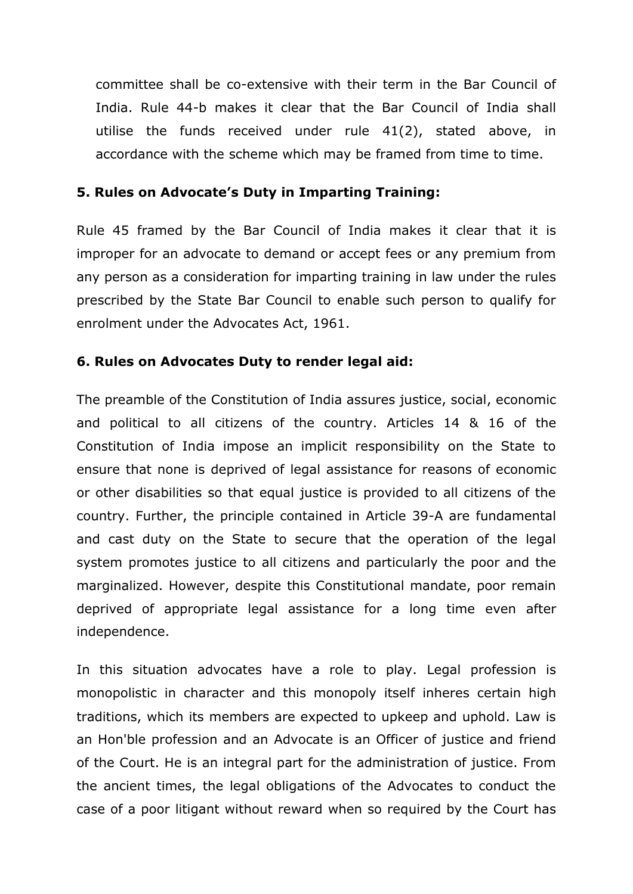committee shall be co-extensive with their term in the Bar Council of India. Rule 44-b makes it clear that the Bar Council of India shall utilise the funds received under rule 41(2), stated above, in accordance with the scheme which may be framed from time to time.

### 5. Rules on Advocate's Duty in Imparting Training:

Rule 45 framed by the Bar Council of India makes it clear that it is improper for an advocate to demand or accept fees or any premium from any person as a consideration for imparting training in law under the rules prescribed by the State Bar Council to enable such person to qualify for enrolment under the Advocates Act, 1961.

### 6. Rules on Advocates Duty to render legal aid:

The preamble of the Constitution of India assures justice, social, economic and political to all citizens of the country. Articles 14 & 16 of the Constitution of India impose an implicit responsibility on the State to ensure that none is deprived of legal assistance for reasons of economic or other disabilities so that equal justice is provided to all citizens of the country. Further, the principle contained in Article 39-A are fundamental and cast duty on the State to secure that the operation of the legal system promotes justice to all citizens and particularly the poor and the marginalized. However, despite this Constitutional mandate, poor remain deprived of appropriate legal assistance for a long time even after independence.

In this situation advocates have a role to play. Legal profession is monopolistic in character and this monopoly itself inheres certain high traditions, which its members are expected to upkeep and uphold. Law is an Hon'ble profession and an Advocate is an Officer of justice and friend of the Court. He is an integral part for the administration of justice. From the ancient times, the legal obligations of the Advocates to conduct the case of a poor litigant without reward when so required by the Court has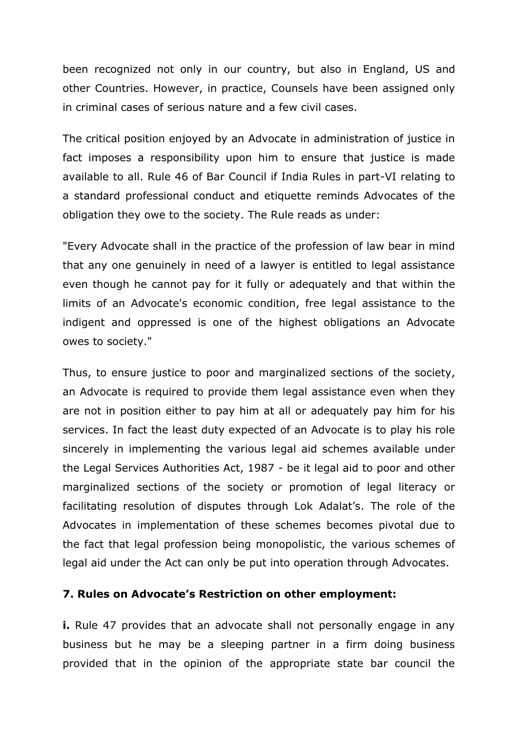been recognized not only in our country, but also in England, US and other Countries. However, in practice, Counsels have been assigned only in criminal cases of serious nature and a few civil cases.

The critical position enjoyed by an Advocate in administration of justice in fact imposes a responsibility upon him to ensure that justice is made available to all. Rule 46 of Bar Council if India Rules in part-VI relating to a standard professional conduct and etiquette reminds Advocates of the obligation they owe to the society. The Rule reads as under:

"Every Advocate shall in the practice of the profession of law bear in mind that any one genuinely in need of a lawyer is entitled to legal assistance even though he cannot pay for it fully or adequately and that within the limits of an Advocate's economic condition, free legal assistance to the indigent and oppressed is one of the highest obligations an Advocate owes to society."

Thus, to ensure justice to poor and marginalized sections of the society, an Advocate is required to provide them legal assistance even when they are not in position either to pay him at all or adequately pay him for his services. In fact the least duty expected of an Advocate is to play his role sincerely in implementing the various legal aid schemes available under the Legal Services Authorities Act, 1987 - be it legal aid to poor and other marginalized sections of the society or promotion of legal literacy or facilitating resolution of disputes through Lok Adalat's. The role of the Advocates in implementation of these schemes becomes pivotal due to the fact that legal profession being monopolistic, the various schemes of legal aid under the Act can only be put into operation through Advocates.

**7. Rules on Advocate's Restriction on other employment:**

**i.** Rule 47 provides that an advocate shall not personally engage in any business but he may be a sleeping partner in a firm doing business provided that in the opinion of the appropriate state bar council the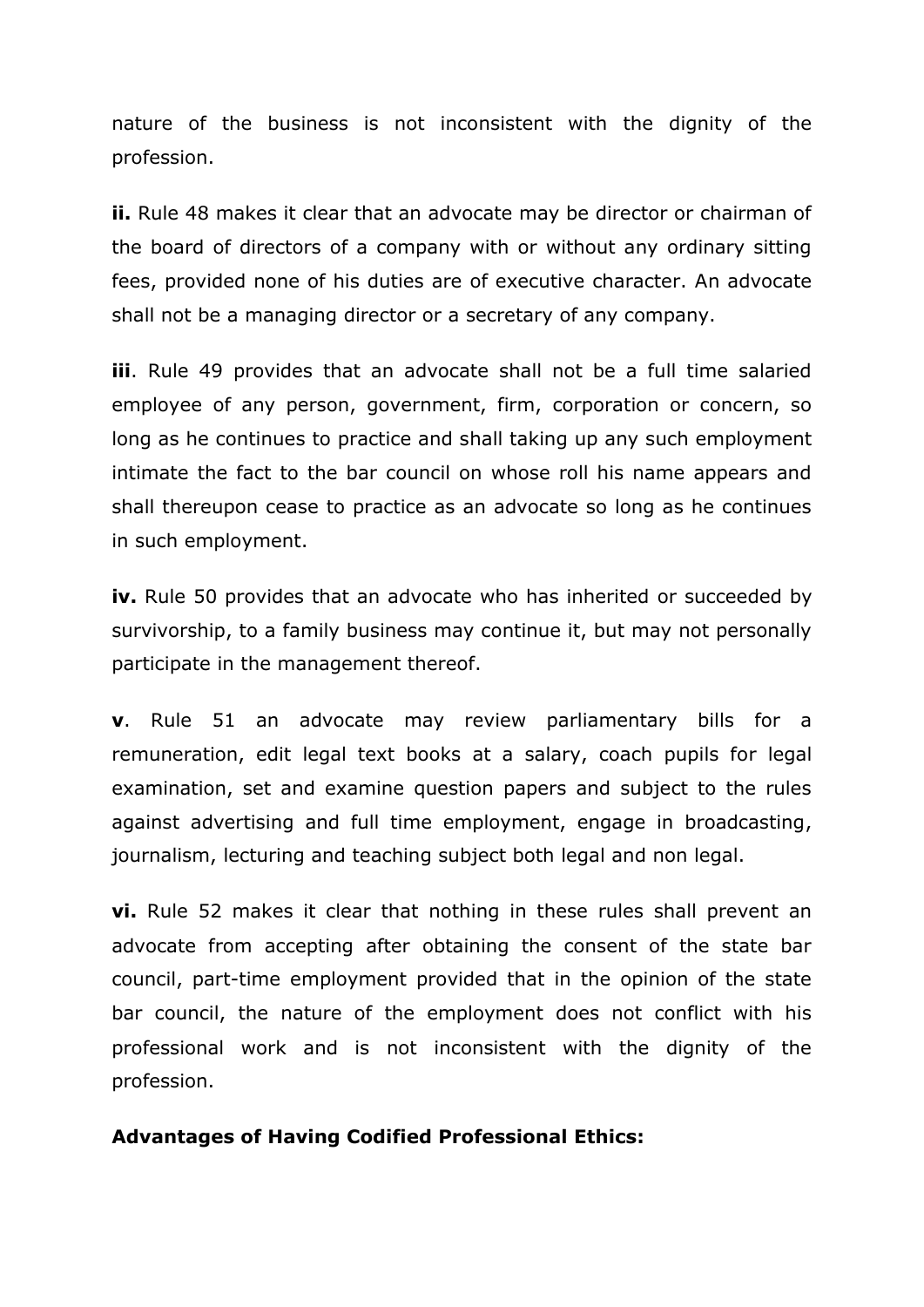nature of the business is not inconsistent with the dignity of the profession.

**ii.** Rule 48 makes it clear that an advocate may be director or chairman of the board of directors of a company with or without any ordinary sitting fees, provided none of his duties are of executive character. An advocate shall not be a managing director or a secretary of any company.

**iii**. Rule 49 provides that an advocate shall not be a full time salaried employee of any person, government, firm, corporation or concern, so long as he continues to practice and shall taking up any such employment intimate the fact to the bar council on whose roll his name appears and shall thereupon cease to practice as an advocate so long as he continues in such employment.

**iv.** Rule 50 provides that an advocate who has inherited or succeeded by survivorship, to a family business may continue it, but may not personally participate in the management thereof.

**v**. Rule 51 an advocate may review parliamentary bills for a remuneration, edit legal text books at a salary, coach pupils for legal examination, set and examine question papers and subject to the rules against advertising and full time employment, engage in broadcasting, journalism, lecturing and teaching subject both legal and non legal.

**vi.** Rule 52 makes it clear that nothing in these rules shall prevent an advocate from accepting after obtaining the consent of the state bar council, part-time employment provided that in the opinion of the state bar council, the nature of the employment does not conflict with his professional work and is not inconsistent with the dignity of the profession.

**Advantages of Having Codified Professional Ethics:**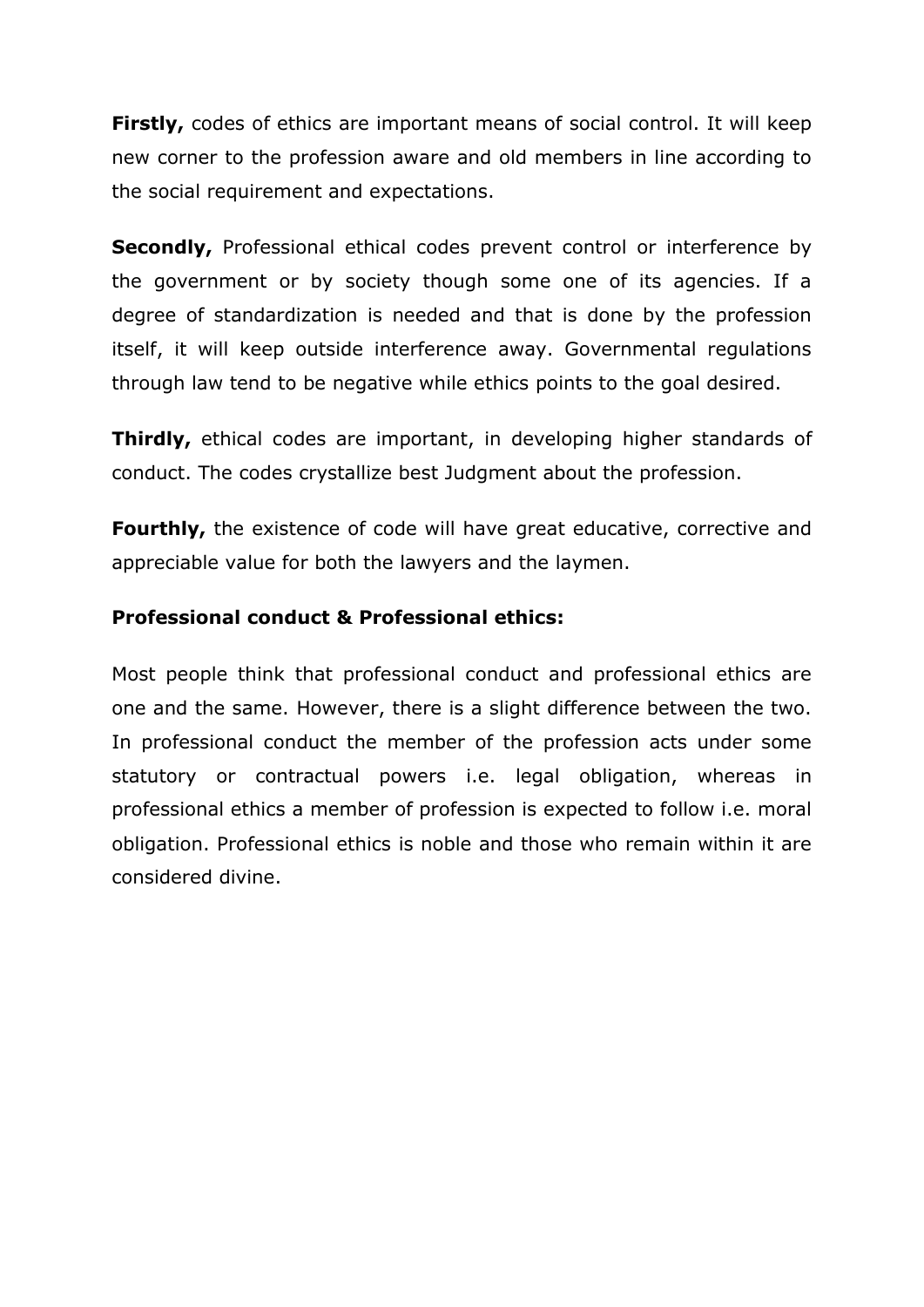**Firstly,** codes of ethics are important means of social control. It will keep new corner to the profession aware and old members in line according to the social requirement and expectations.

**Secondly,** Professional ethical codes prevent control or interference by the government or by society though some one of its agencies. If a degree of standardization is needed and that is done by the profession itself, it will keep outside interference away. Governmental regulations through law tend to be negative while ethics points to the goal desired.

**Thirdly,** ethical codes are important, in developing higher standards of conduct. The codes crystallize best Judgment about the profession.

**Fourthly,** the existence of code will have great educative, corrective and appreciable value for both the lawyers and the laymen.

**Professional conduct & Professional ethics:**

Most people think that professional conduct and professional ethics are one and the same. However, there is a slight difference between the two. In professional conduct the member of the profession acts under some statutory or contractual powers i.e. legal obligation, whereas in professional ethics a member of profession is expected to follow i.e. moral obligation. Professional ethics is noble and those who remain within it are considered divine.